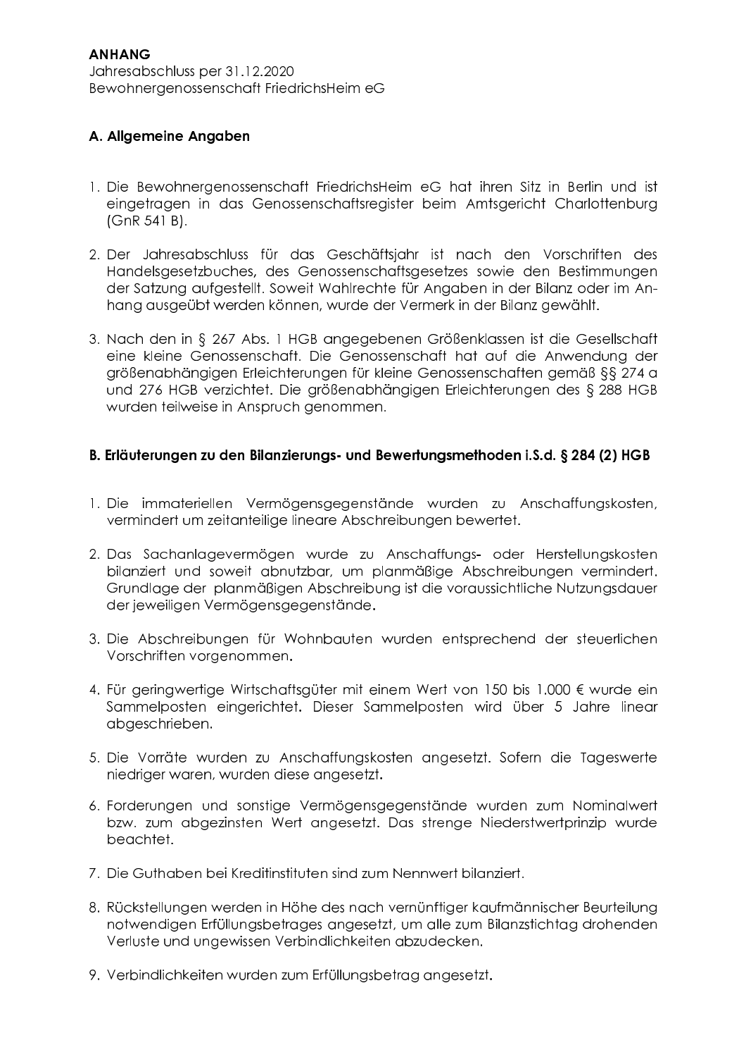**ANHANG**

Jahresabschluss per 31.12.2020

Bewohnergenossenschaft FriedrichsHeim eG

## A. Allgemeine Angaben

1. Die Bewohnergenossenschaft FriedrichsHeim eG hat ihren Sitz in Berlin und ist eingetragen in das Genossenschaftsregister beim Amtsgericht Charlottenburg (GnR 541 B).

2. Der Jahresabschluss für das Geschäftsjahr ist nach den Vorschriften des Handelsgesetzbuches, des Genossenschaftsgesetzes sowie den Bestimmungen der Satzung aufgestellt. Soweit Wahlrechte für Angaben in der Bilanz oder im Anhang ausgeübt werden können, wurde der Vermerk in der Bilanz gewählt.

3. Nach den in § 267 Abs. 1 HGB angegebenen Größenklassen ist die Gesellschaft eine kleine Genossenschaft. Die Genossenschaft hat auf die Anwendung der größenabhängigen Erleichterungen für kleine Genossenschaften gemäß §§ 274 a und 276 HGB verzichtet. Die größenabhängigen Erleichterungen des § 288 HGB wurden teilweise in Anspruch genommen.

## B. Erläuterungen zu den Bilanzierungs- und Bewertungsmethoden i.S.d. § 284 (2) HGB

1. Die immateriellen Vermögensgegenstände wurden zu Anschaffungskosten, vermindert um zeitanteilige lineare Abschreibungen bewertet.

2. Das Sachanlagevermögen wurde zu Anschaffungs- oder Herstellungskosten bilanziert und soweit abnutzbar, um planmäßige Abschreibungen vermindert. Grundlage der planmäßigen Abschreibung ist die voraussichtliche Nutzungsdauer der jeweiligen Vermögensgegenstände.

3. Die Abschreibungen für Wohnbauten wurden entsprechend der steuerlichen Vorschriften vorgenommen.

4. Für geringwertige Wirtschaftsgüter mit einem Wert von 150 bis 1.000 € wurde ein Sammelposten eingerichtet. Dieser Sammelposten wird über 5 Jahre linear abgeschrieben.

5. Die Vorräte wurden zu Anschaffungskosten angesetzt. Sofern die Tageswerte niedriger waren, wurden diese angesetzt.

6. Forderungen und sonstige Vermögensgegenstände wurden zum Nominalwert bzw. zum abgezinsten Wert angesetzt. Das strenge Niederstwertprinzip wurde beachtet.

7. Die Guthaben bei Kreditinstituten sind zum Nennwert bilanziert.

8. Rückstellungen werden in Höhe des nach vernünftiger kaufmännischer Beurteilung notwendigen Erfüllungsbetrages angesetzt, um alle zum Bilanzstichtag drohenden Verluste und ungewissen Verbindlichkeiten abzudecken.

9. Verbindlichkeiten wurden zum Erfüllungsbetrag angesetzt.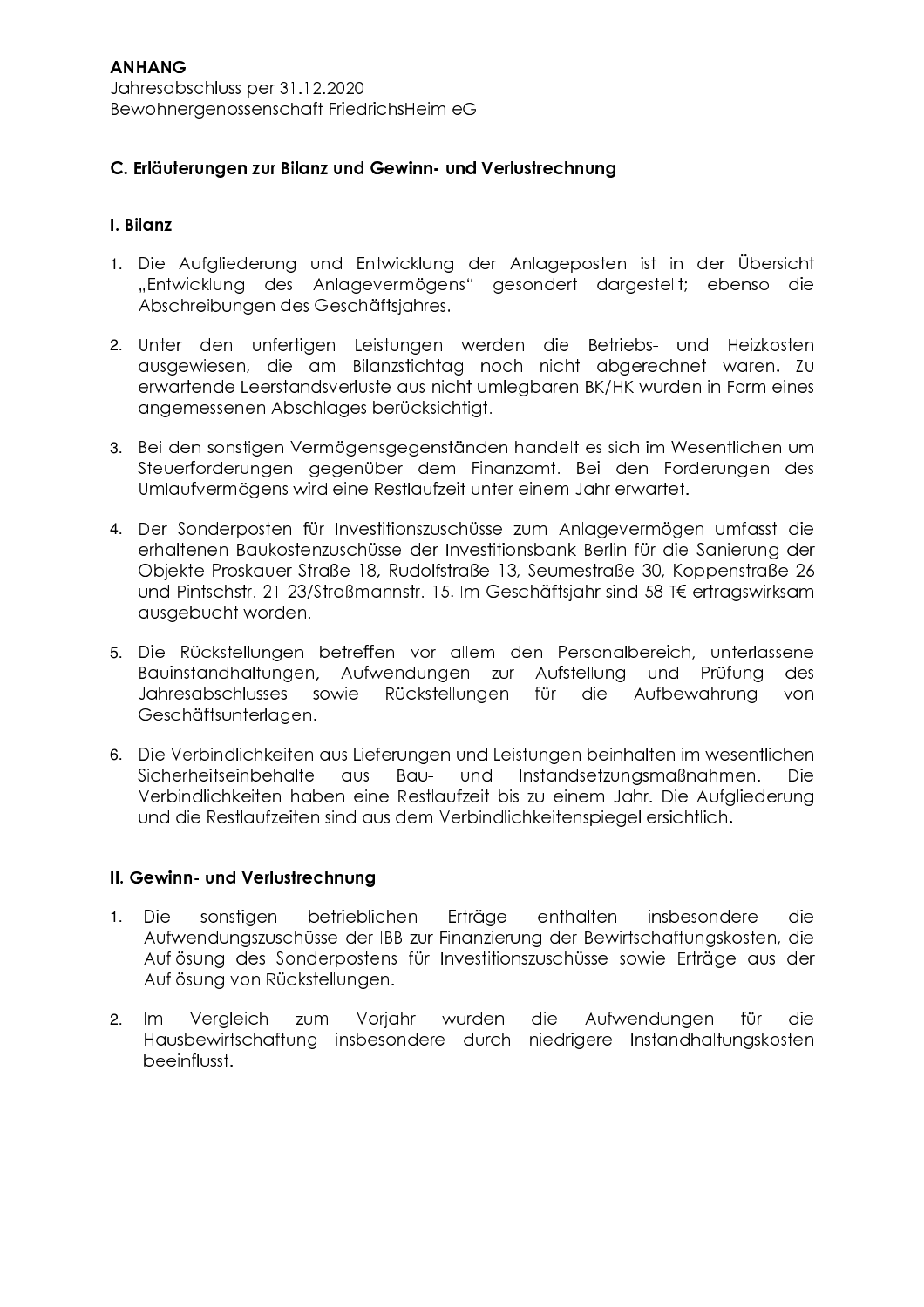**ANHANG**
Jahresabschluss per 31.12.2020
Bewohnergenossenschaft FriedrichsHeim eG

## C. Erläuterungen zur Bilanz und Gewinn- und Verlustrechnung

### I. Bilanz

1. Die Aufgliederung und Entwicklung der Anlageposten ist in der Übersicht „Entwicklung des Anlagevermögens" gesondert dargestellt; ebenso die Abschreibungen des Geschäftsjahres.

2. Unter den unfertigen Leistungen werden die Betriebs- und Heizkosten ausgewiesen, die am Bilanzstichtag noch nicht abgerechnet waren. Zu erwartende Leerstandsverluste aus nicht umlegbaren BK/HK wurden in Form eines angemessenen Abschlages berücksichtigt.

3. Bei den sonstigen Vermögensgegenständen handelt es sich im Wesentlichen um Steuerforderungen gegenüber dem Finanzamt. Bei den Forderungen des Umlaufvermögens wird eine Restlaufzeit unter einem Jahr erwartet.

4. Der Sonderposten für Investitionszuschüsse zum Anlagevermögen umfasst die erhaltenen Baukostenzuschüsse der Investitionsbank Berlin für die Sanierung der Objekte Proskauer Straße 18, Rudolfstraße 13, Seumestraße 30, Koppenstraße 26 und Pintschstr. 21-23/Straßmannstr. 15. Im Geschäftsjahr sind 58 T€ ertragswirksam ausgebucht worden.

5. Die Rückstellungen betreffen vor allem den Personalbereich, unterlassene Bauinstandhaltungen, Aufwendungen zur Aufstellung und Prüfung des Jahresabschlusses sowie Rückstellungen für die Aufbewahrung von Geschäftsunterlagen.

6. Die Verbindlichkeiten aus Lieferungen und Leistungen beinhalten im wesentlichen Sicherheitseinbehalte aus Bau- und Instandsetzungsmaßnahmen. Die Verbindlichkeiten haben eine Restlaufzeit bis zu einem Jahr. Die Aufgliederung und die Restlaufzeiten sind aus dem Verbindlichkeitenspiegel ersichtlich.

### II. Gewinn- und Verlustrechnung

1. Die sonstigen betrieblichen Erträge enthalten insbesondere die Aufwendungszuschüsse der IBB zur Finanzierung der Bewirtschaftungskosten, die Auflösung des Sonderpostens für Investitionszuschüsse sowie Erträge aus der Auflösung von Rückstellungen.

2. Im Vergleich zum Vorjahr wurden die Aufwendungen für die Hausbewirtschaftung insbesondere durch niedrigere Instandhaltungskosten beeinflusst.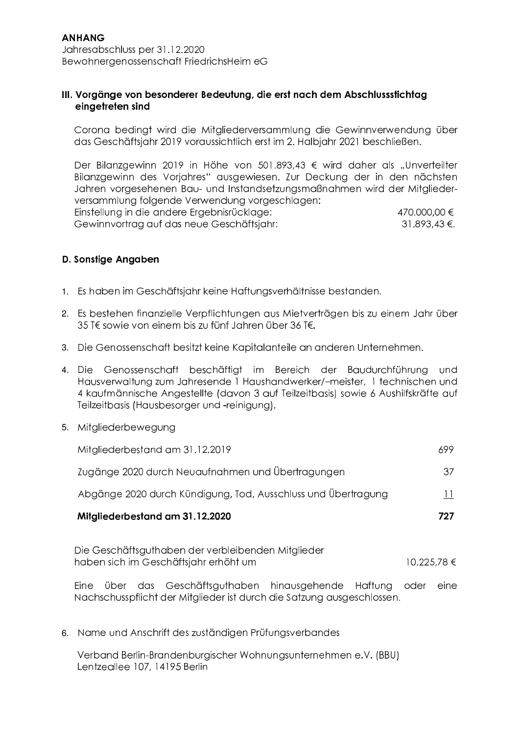**ANHANG**
Jahresabschluss per 31.12.2020
Bewohnergenossenschaft FriedrichsHeim eG

### III. Vorgänge von besonderer Bedeutung, die erst nach dem Abschlussstichtag eingetreten sind

Corona bedingt wird die Mitgliederversammlung die Gewinnverwendung über das Geschäftsjahr 2019 voraussichtlich erst im 2. Halbjahr 2021 beschließen.

Der Bilanzgewinn 2019 in Höhe von 501.893,43 € wird daher als „Unverteilter Bilanzgewinn des Vorjahres" ausgewiesen. Zur Deckung der in den nächsten Jahren vorgesehenen Bau- und Instandsetzungsmaßnahmen wird der Mitgliederversammlung folgende Verwendung vorgeschlagen:

| | |
|---|---:|
| Einstellung in die andere Ergebnisrücklage: | 470.000,00 € |
| Gewinnvortrag auf das neue Geschäftsjahr: | 31.893,43 €. |

### D. Sonstige Angaben

1. Es haben im Geschäftsjahr keine Haftungsverhältnisse bestanden.
2. Es bestehen finanzielle Verpflichtungen aus Mietverträgen bis zu einem Jahr über 35 T€ sowie von einem bis zu fünf Jahren über 36 T€.
3. Die Genossenschaft besitzt keine Kapitalanteile an anderen Unternehmen.
4. Die Genossenschaft beschäftigt im Bereich der Baudurchführung und Hausverwaltung zum Jahresende 1 Haushandwerker/–meister, 1 technischen und 4 kaufmännische Angestellte (davon 3 auf Teilzeitbasis) sowie 6 Aushilfskräfte auf Teilzeitbasis (Hausbesorger und -reinigung).
5. Mitgliederbewegung

| | |
|---|---:|
| Mitgliederbestand am 31.12.2019 | 699 |
| Zugänge 2020 durch Neuaufnahmen und Übertragungen | 37 |
| Abgänge 2020 durch Kündigung, Tod, Ausschluss und Übertragung | 11 |
| **Mitgliederbestand am 31.12.2020** | **727** |

| | |
|---|---:|
| Die Geschäftsguthaben der verbleibenden Mitglieder haben sich im Geschäftsjahr erhöht um | 10.225,78 € |

Eine über das Geschäftsguthaben hinausgehende Haftung oder eine Nachschusspflicht der Mitglieder ist durch die Satzung ausgeschlossen.

6. Name und Anschrift des zuständigen Prüfungsverbandes

Verband Berlin-Brandenburgischer Wohnungsunternehmen e.V. (BBU)
Lentzeallee 107, 14195 Berlin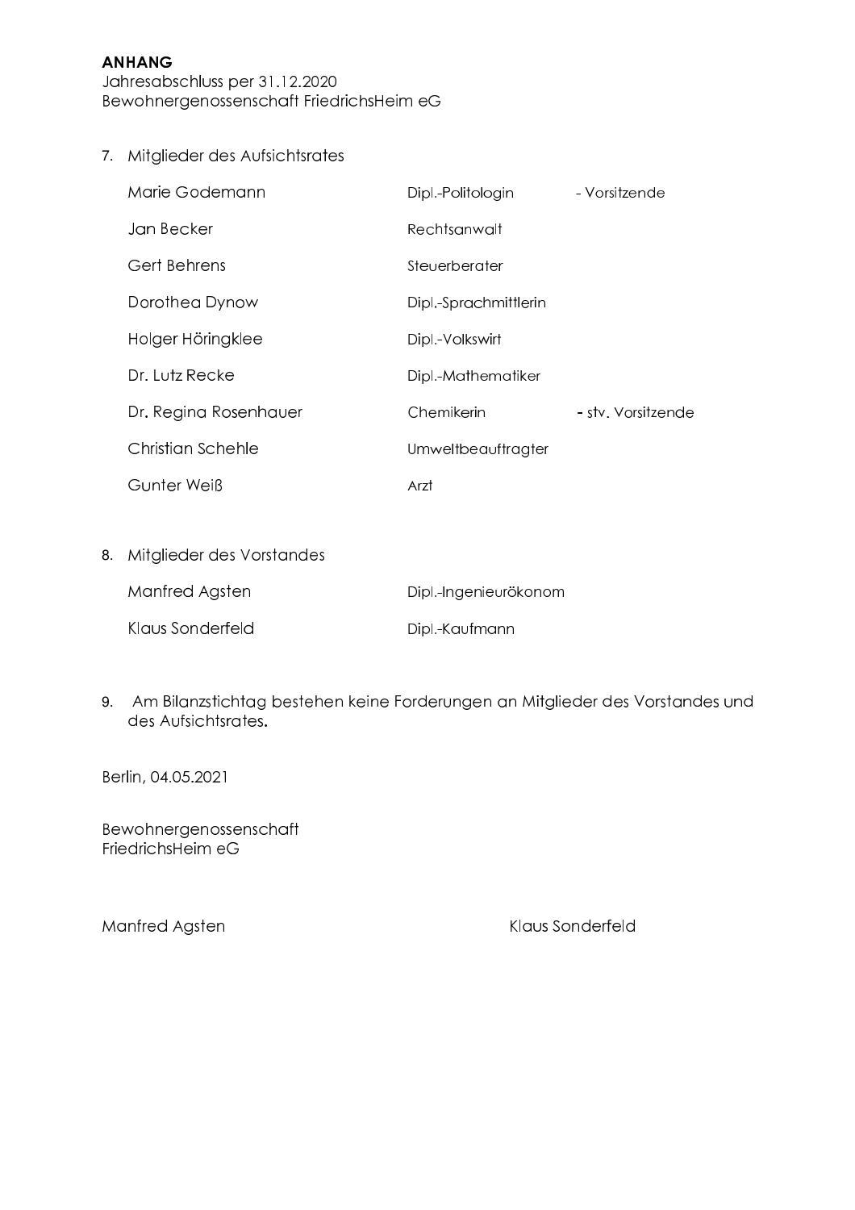**ANHANG**
Jahresabschluss per 31.12.2020
Bewohnergenossenschaft FriedrichsHeim eG

7. Mitglieder des Aufsichtsrates

| | | |
|---|---|---|
| Marie Godemann | Dipl.-Politologin | - Vorsitzende |
| Jan Becker | Rechtsanwalt | |
| Gert Behrens | Steuerberater | |
| Dorothea Dynow | Dipl.-Sprachmittlerin | |
| Holger Höringklee | Dipl.-Volkswirt | |
| Dr. Lutz Recke | Dipl.-Mathematiker | |
| Dr. Regina Rosenhauer | Chemikerin | - stv. Vorsitzende |
| Christian Schehle | Umweltbeauftragter | |
| Gunter Weiß | Arzt | |

8. Mitglieder des Vorstandes

| | |
|---|---|
| Manfred Agsten | Dipl.-Ingenieurökonom |
| Klaus Sonderfeld | Dipl.-Kaufmann |

9. Am Bilanzstichtag bestehen keine Forderungen an Mitglieder des Vorstandes und des Aufsichtsrates.

Berlin, 04.05.2021

Bewohnergenossenschaft
FriedrichsHeim eG

Manfred Agsten                                        Klaus Sonderfeld